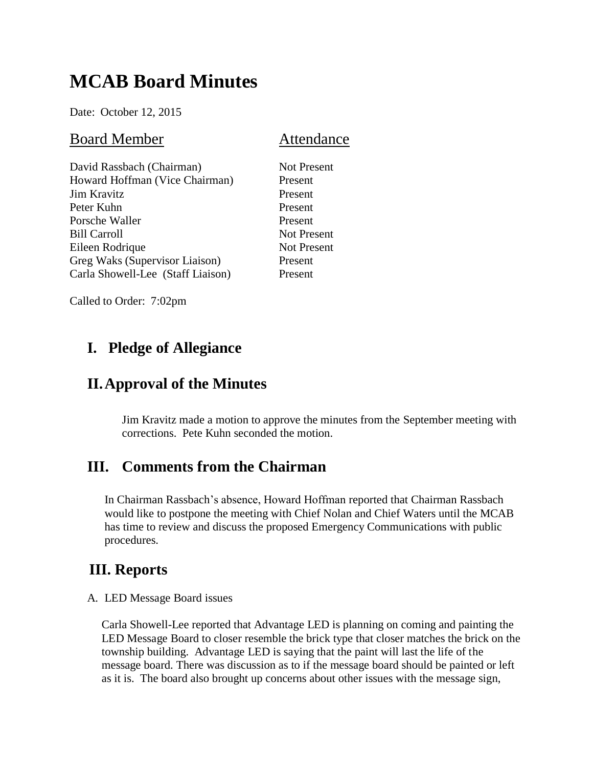# MCAB Board Minutes

Date: October 12, 2015

| Board Member | Attendance |
| --- | --- |
| David Rassbach (Chairman) | Not Present |
| Howard Hoffman (Vice Chairman) | Present |
| Jim Kravitz | Present |
| Peter Kuhn | Present |
| Porsche Waller | Present |
| Bill Carroll | Not Present |
| Eileen Rodrique | Not Present |
| Greg Waks (Supervisor Liaison) | Present |
| Carla Showell-Lee (Staff Liaison) | Present |

Called to Order: 7:02pm

## I. Pledge of Allegiance

## II. Approval of the Minutes

Jim Kravitz made a motion to approve the minutes from the September meeting with corrections. Pete Kuhn seconded the motion.

## III. Comments from the Chairman

In Chairman Rassbach's absence, Howard Hoffman reported that Chairman Rassbach would like to postpone the meeting with Chief Nolan and Chief Waters until the MCAB has time to review and discuss the proposed Emergency Communications with public procedures.

## III. Reports

A. LED Message Board issues

Carla Showell-Lee reported that Advantage LED is planning on coming and painting the LED Message Board to closer resemble the brick type that closer matches the brick on the township building. Advantage LED is saying that the paint will last the life of the message board. There was discussion as to if the message board should be painted or left as it is. The board also brought up concerns about other issues with the message sign,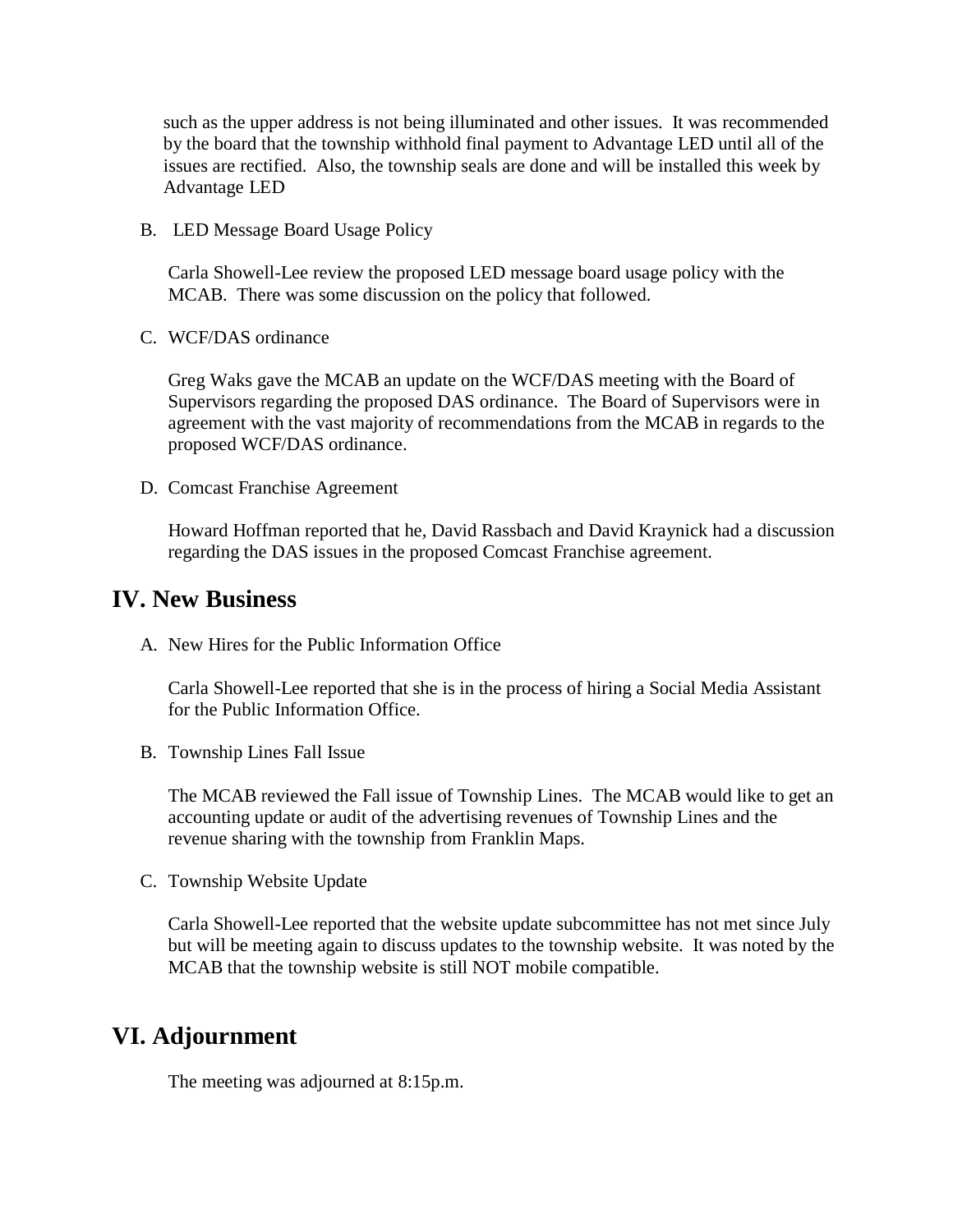such as the upper address is not being illuminated and other issues. It was recommended by the board that the township withhold final payment to Advantage LED until all of the issues are rectified. Also, the township seals are done and will be installed this week by Advantage LED

B. LED Message Board Usage Policy

Carla Showell-Lee review the proposed LED message board usage policy with the MCAB. There was some discussion on the policy that followed.

C. WCF/DAS ordinance

Greg Waks gave the MCAB an update on the WCF/DAS meeting with the Board of Supervisors regarding the proposed DAS ordinance. The Board of Supervisors were in agreement with the vast majority of recommendations from the MCAB in regards to the proposed WCF/DAS ordinance.

D. Comcast Franchise Agreement

Howard Hoffman reported that he, David Rassbach and David Kraynick had a discussion regarding the DAS issues in the proposed Comcast Franchise agreement.

## IV. New Business

A. New Hires for the Public Information Office

Carla Showell-Lee reported that she is in the process of hiring a Social Media Assistant for the Public Information Office.

B. Township Lines Fall Issue

The MCAB reviewed the Fall issue of Township Lines. The MCAB would like to get an accounting update or audit of the advertising revenues of Township Lines and the revenue sharing with the township from Franklin Maps.

C. Township Website Update

Carla Showell-Lee reported that the website update subcommittee has not met since July but will be meeting again to discuss updates to the township website. It was noted by the MCAB that the township website is still NOT mobile compatible.

## VI. Adjournment

The meeting was adjourned at 8:15p.m.